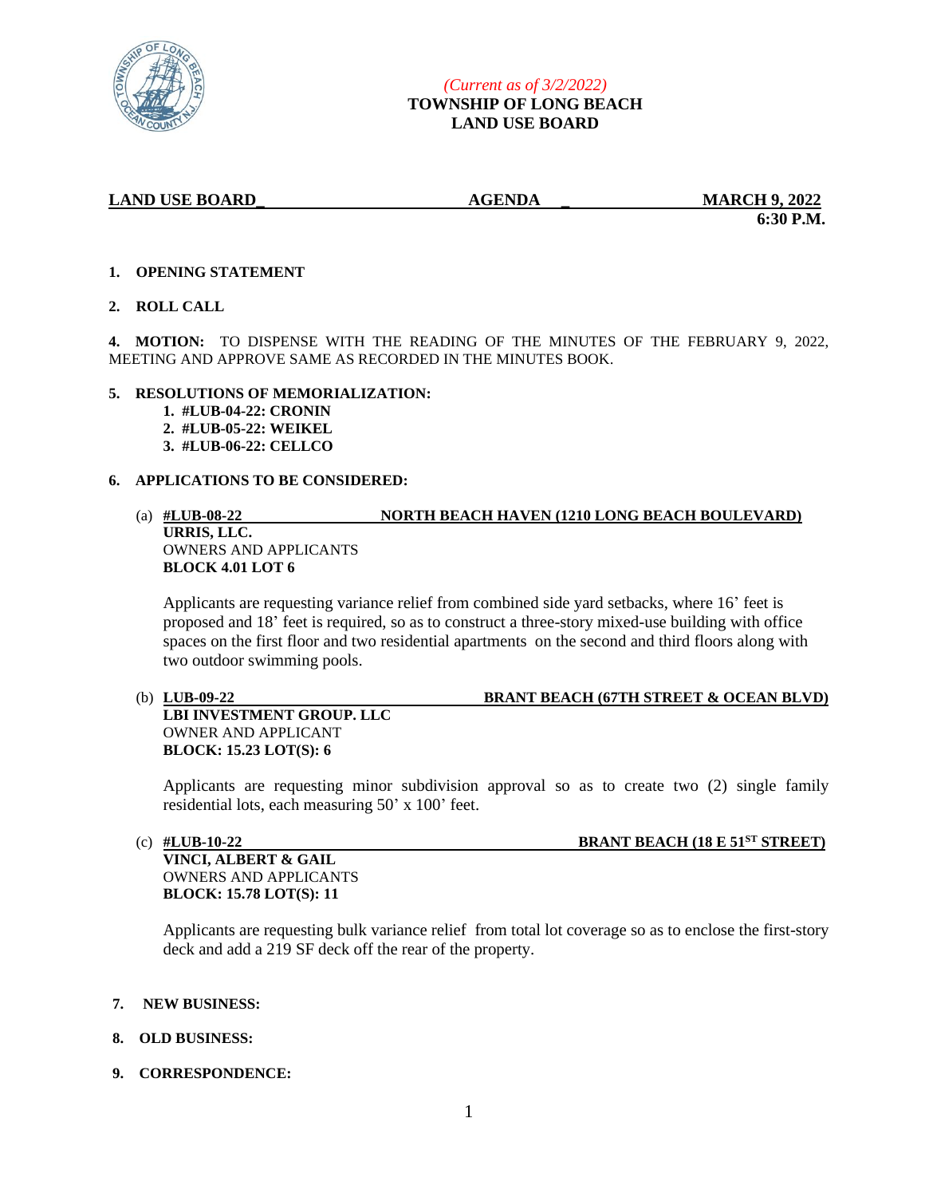*(Current as of 3/2/2022)*

**TOWNSHIP OF LONG BEACH**
**LAND USE BOARD**

**LAND USE BOARD_ AGENDA _ MARCH 9, 2022**
**6:30 P.M.**

**1. OPENING STATEMENT**

**2. ROLL CALL**

**4. MOTION:** TO DISPENSE WITH THE READING OF THE MINUTES OF THE FEBRUARY 9, 2022, MEETING AND APPROVE SAME AS RECORDED IN THE MINUTES BOOK.

**5. RESOLUTIONS OF MEMORIALIZATION:**

1. **#LUB-04-22: CRONIN**
2. **#LUB-05-22: WEIKEL**
3. **#LUB-06-22: CELLCO**

**6. APPLICATIONS TO BE CONSIDERED:**

(a) **#LUB-08-22 NORTH BEACH HAVEN (1210 LONG BEACH BOULEVARD)**
**URRIS, LLC.**
OWNERS AND APPLICANTS
**BLOCK 4.01 LOT 6**

Applicants are requesting variance relief from combined side yard setbacks, where 16' feet is proposed and 18' feet is required, so as to construct a three-story mixed-use building with office spaces on the first floor and two residential apartments on the second and third floors along with two outdoor swimming pools.

(b) **LUB-09-22 BRANT BEACH (67TH STREET & OCEAN BLVD)**
**LBI INVESTMENT GROUP. LLC**
OWNER AND APPLICANT
**BLOCK: 15.23 LOT(S): 6**

Applicants are requesting minor subdivision approval so as to create two (2) single family residential lots, each measuring 50' x 100' feet.

(c) **#LUB-10-22 BRANT BEACH (18 E 51ST STREET)**
**VINCI, ALBERT & GAIL**
OWNERS AND APPLICANTS
**BLOCK: 15.78 LOT(S): 11**

Applicants are requesting bulk variance relief from total lot coverage so as to enclose the first-story deck and add a 219 SF deck off the rear of the property.

**7. NEW BUSINESS:**

**8. OLD BUSINESS:**

**9. CORRESPONDENCE:**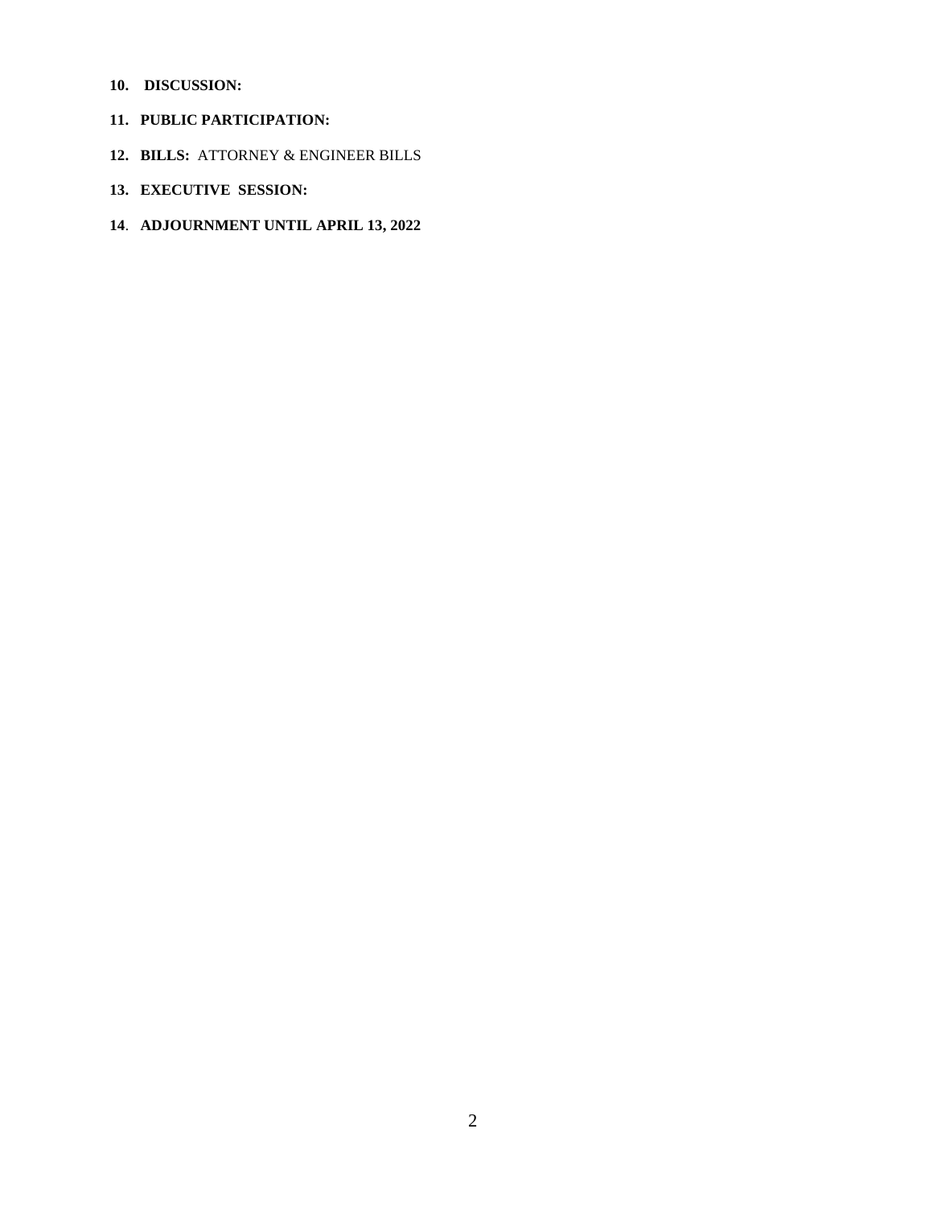**10. DISCUSSION:**

**11. PUBLIC PARTICIPATION:**

**12. BILLS:** ATTORNEY & ENGINEER BILLS

**13. EXECUTIVE SESSION:**

**14. ADJOURNMENT UNTIL APRIL 13, 2022**